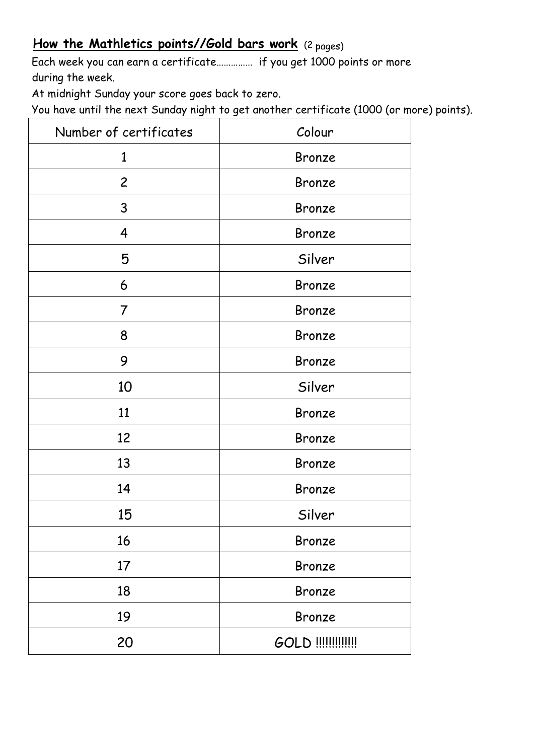## <u>How the Mathletics points//Gold bars work</u> (2 pages)

Each week you can earn a certificate…………… if you get 1000 points or more during the week.

At midnight Sunday your score goes back to zero.

You have until the next Sunday night to get another certificate (1000 (or more) points).

| Number of certificates | Colour |
| --- | --- |
| 1 | Bronze |
| 2 | Bronze |
| 3 | Bronze |
| 4 | Bronze |
| 5 | Silver |
| 6 | Bronze |
| 7 | Bronze |
| 8 | Bronze |
| 9 | Bronze |
| 10 | Silver |
| 11 | Bronze |
| 12 | Bronze |
| 13 | Bronze |
| 14 | Bronze |
| 15 | Silver |
| 16 | Bronze |
| 17 | Bronze |
| 18 | Bronze |
| 19 | Bronze |
| 20 | GOLD !!!!!!!!!!!! |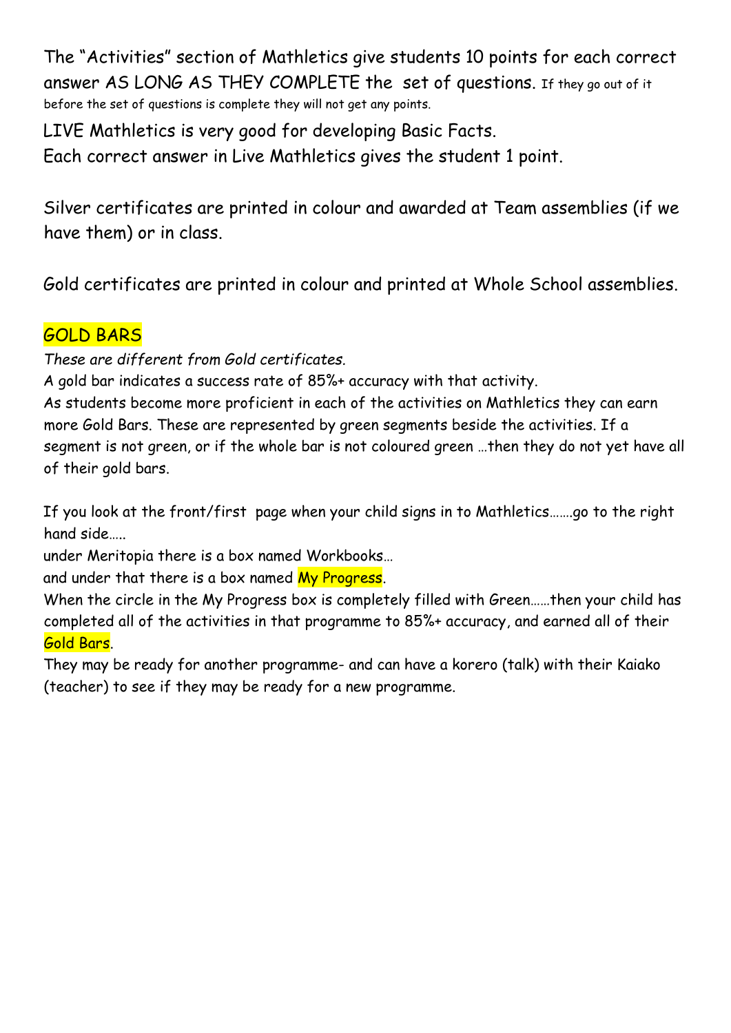The "Activities" section of Mathletics give students 10 points for each correct answer AS LONG AS THEY COMPLETE the set of questions. If they go out of it before the set of questions is complete they will not get any points.

LIVE Mathletics is very good for developing Basic Facts.
Each correct answer in Live Mathletics gives the student 1 point.

Silver certificates are printed in colour and awarded at Team assemblies (if we have them) or in class.

Gold certificates are printed in colour and printed at Whole School assemblies.

## GOLD BARS

*These are different from Gold certificates.*

A gold bar indicates a success rate of 85%+ accuracy with that activity.

As students become more proficient in each of the activities on Mathletics they can earn more Gold Bars. These are represented by green segments beside the activities. If a segment is not green, or if the whole bar is not coloured green …then they do not yet have all of their gold bars.

If you look at the front/first page when your child signs in to Mathletics…….go to the right hand side…..

under Meritopia there is a box named Workbooks…

and under that there is a box named My Progress.

When the circle in the My Progress box is completely filled with Green……then your child has completed all of the activities in that programme to 85%+ accuracy, and earned all of their Gold Bars.

They may be ready for another programme- and can have a korero (talk) with their Kaiako (teacher) to see if they may be ready for a new programme.